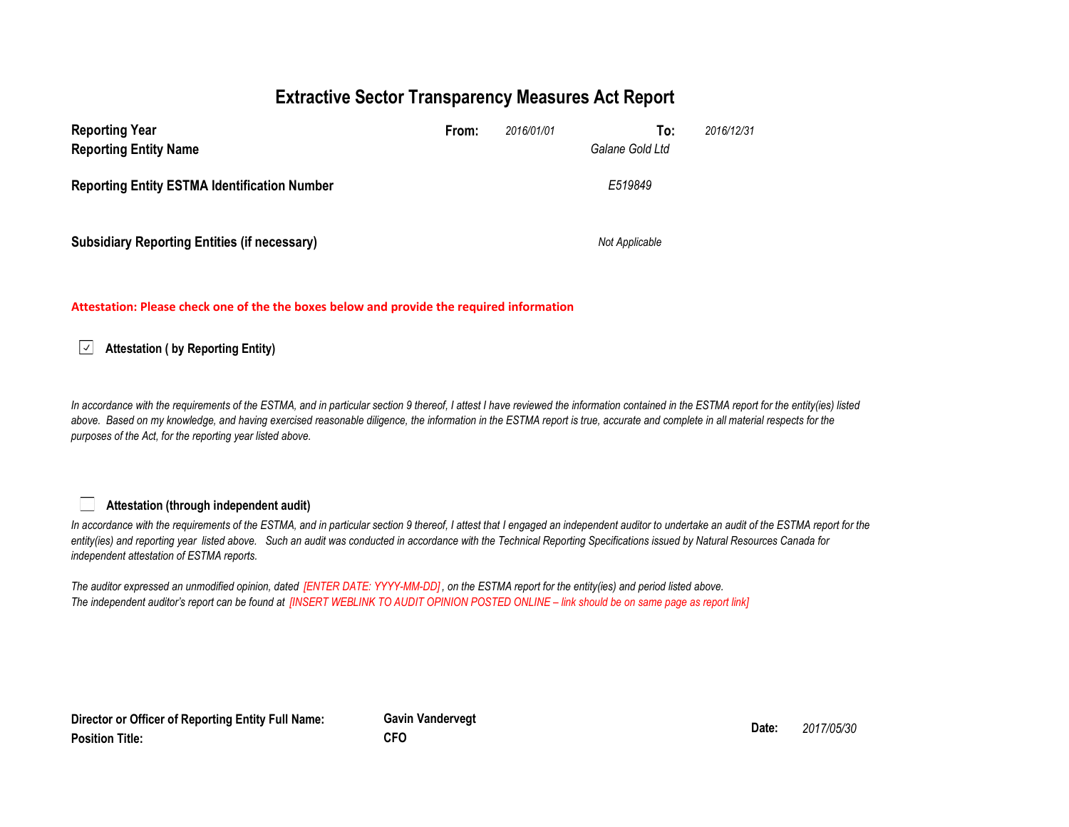# Extractive Sector Transparency Measures Act Report

| | | | | |
|---|---|---|---|---|
| **Reporting Year** | **From:** | *2016/01/01* | **To:** | *2016/12/31* |
| **Reporting Entity Name** | | | *Galane Gold Ltd* | |
| **Reporting Entity ESTMA Identification Number** | | | *E519849* | |
| **Subsidiary Reporting Entities (if necessary)** | | | *Not Applicable* | |

**Attestation: Please check one of the the boxes below and provide the required information**

☑ **Attestation ( by Reporting Entity)**

*In accordance with the requirements of the ESTMA, and in particular section 9 thereof, I attest I have reviewed the information contained in the ESTMA report for the entity(ies) listed above. Based on my knowledge, and having exercised reasonable diligence, the information in the ESTMA report is true, accurate and complete in all material respects for the purposes of the Act, for the reporting year listed above.*

☐ **Attestation (through independent audit)**

*In accordance with the requirements of the ESTMA, and in particular section 9 thereof, I attest that I engaged an independent auditor to undertake an audit of the ESTMA report for the entity(ies) and reporting year listed above. Such an audit was conducted in accordance with the Technical Reporting Specifications issued by Natural Resources Canada for independent attestation of ESTMA reports.*

*The auditor expressed an unmodified opinion, dated [ENTER DATE: YYYY-MM-DD], on the ESTMA report for the entity(ies) and period listed above.*
*The independent auditor's report can be found at [INSERT WEBLINK TO AUDIT OPINION POSTED ONLINE – link should be on same page as report link]*

| | | | |
|---|---|---|---|
| **Director or Officer of Reporting Entity Full Name:** | **Gavin Vandervegt** | **Date:** | *2017/05/30* |
| **Position Title:** | **CFO** | | |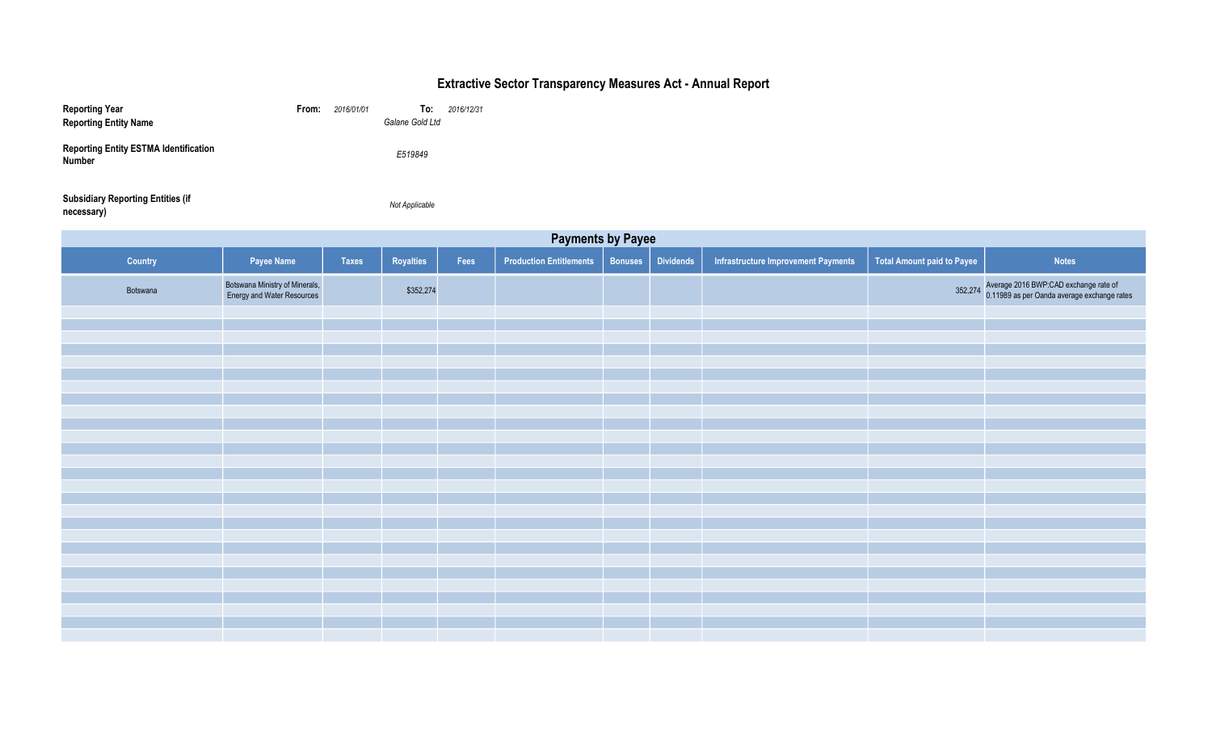# Extractive Sector Transparency Measures Act - Annual Report

**Reporting Year** **From:** *2016/01/01* **To:** *2016/12/31*

**Reporting Entity Name** *Galane Gold Ltd*

**Reporting Entity ESTMA Identification Number** *E519849*

**Subsidiary Reporting Entities (if necessary)** *Not Applicable*

## Payments by Payee

| Country | Payee Name | Taxes | Royalties | Fees | Production Entitlements | Bonuses | Dividends | Infrastructure Improvement Payments | Total Amount paid to Payee | Notes |
|---|---|---|---|---|---|---|---|---|---|---|
| Botswana | Botswana Ministry of Minerals, Energy and Water Resources | | $352,274 | | | | | | 352,274 | Average 2016 BWP:CAD exchange rate of 0.11989 as per Oanda average exchange rates |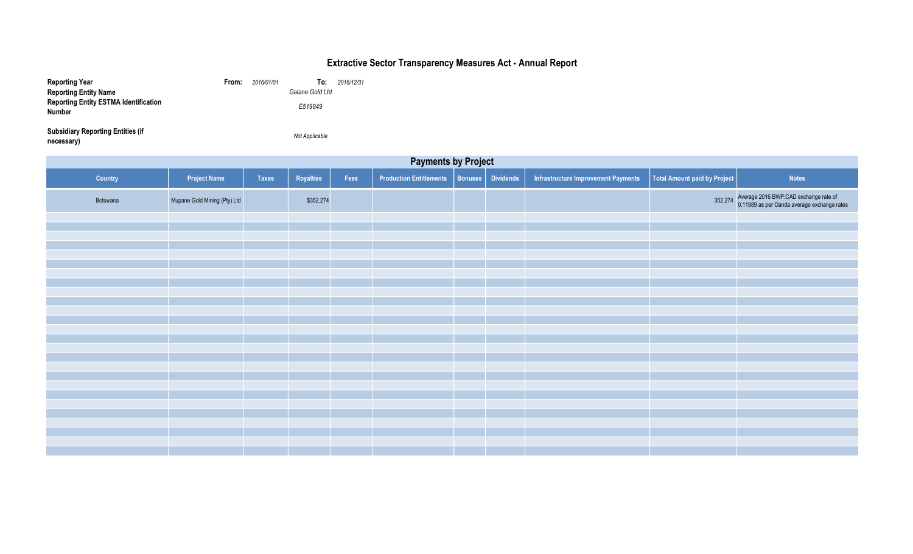# Extractive Sector Transparency Measures Act - Annual Report

| | | | |
|---|---|---|---|
| **Reporting Year** | **From:** *2016/01/01* | **To:** *2016/12/31* | |
| **Reporting Entity Name** | *Galane Gold Ltd* | | |
| **Reporting Entity ESTMA Identification Number** | *E519849* | | |
| **Subsidiary Reporting Entities (if necessary)** | *Not Applicable* | | |

## Payments by Project

| Country | Project Name | Taxes | Royalties | Fees | Production Entitlements | Bonuses | Dividends | Infrastructure Improvement Payments | Total Amount paid by Project | Notes |
|---|---|---|---|---|---|---|---|---|---|---|
| Botswana | Mupane Gold Mining (Pty) Ltd | | $352,274 | | | | | | 352,274 | Average 2016 BWP:CAD exchange rate of 0.11989 as per Oanda average exchange rates |